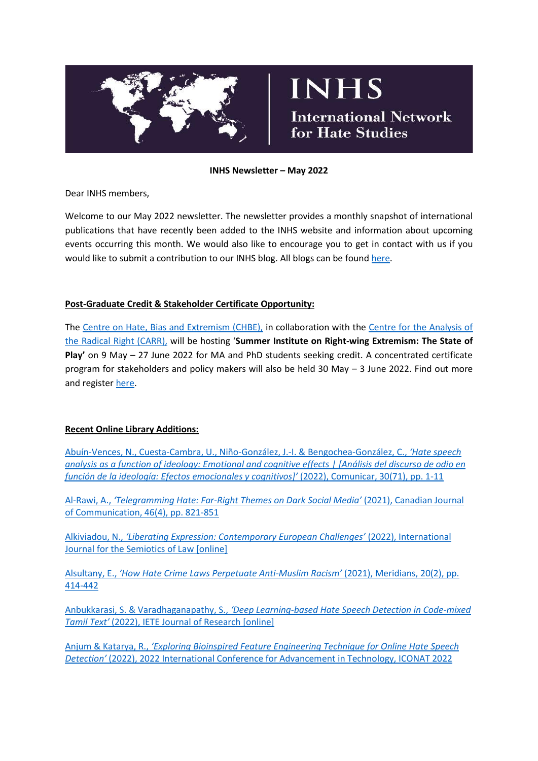# INHS

## International Network for Hate Studies

**INHS Newsletter – May 2022**

Dear INHS members,

Welcome to our May 2022 newsletter. The newsletter provides a monthly snapshot of international publications that have recently been added to the INHS website and information about upcoming events occurring this month. We would also like to encourage you to get in contact with us if you would like to submit a contribution to our INHS blog. All blogs can be found here.

**Post-Graduate Credit & Stakeholder Certificate Opportunity:**

The Centre on Hate, Bias and Extremism (CHBE), in collaboration with the Centre for the Analysis of the Radical Right (CARR), will be hosting '**Summer Institute on Right-wing Extremism: The State of Play'** on 9 May – 27 June 2022 for MA and PhD students seeking credit. A concentrated certificate program for stakeholders and policy makers will also be held 30 May – 3 June 2022. Find out more and register here.

**Recent Online Library Additions:**

Abuín-Vences, N., Cuesta-Cambra, U., Niño-González, J.-I. & Bengochea-González, C., *'Hate speech analysis as a function of ideology: Emotional and cognitive effects | [Análisis del discurso de odio en función de la ideología: Efectos emocionales y cognitivos]'* (2022), Comunicar, 30(71), pp. 1-11

Al-Rawi, A., *'Telegramming Hate: Far-Right Themes on Dark Social Media'* (2021), Canadian Journal of Communication, 46(4), pp. 821-851

Alkiviadou, N., *'Liberating Expression: Contemporary European Challenges'* (2022), International Journal for the Semiotics of Law [online]

Alsultany, E., *'How Hate Crime Laws Perpetuate Anti-Muslim Racism'* (2021), Meridians, 20(2), pp. 414-442

Anbukkarasi, S. & Varadhaganapathy, S., *'Deep Learning-based Hate Speech Detection in Code-mixed Tamil Text'* (2022), IETE Journal of Research [online]

Anjum & Katarya, R., *'Exploring Bioinspired Feature Engineering Technique for Online Hate Speech Detection'* (2022), 2022 International Conference for Advancement in Technology, ICONAT 2022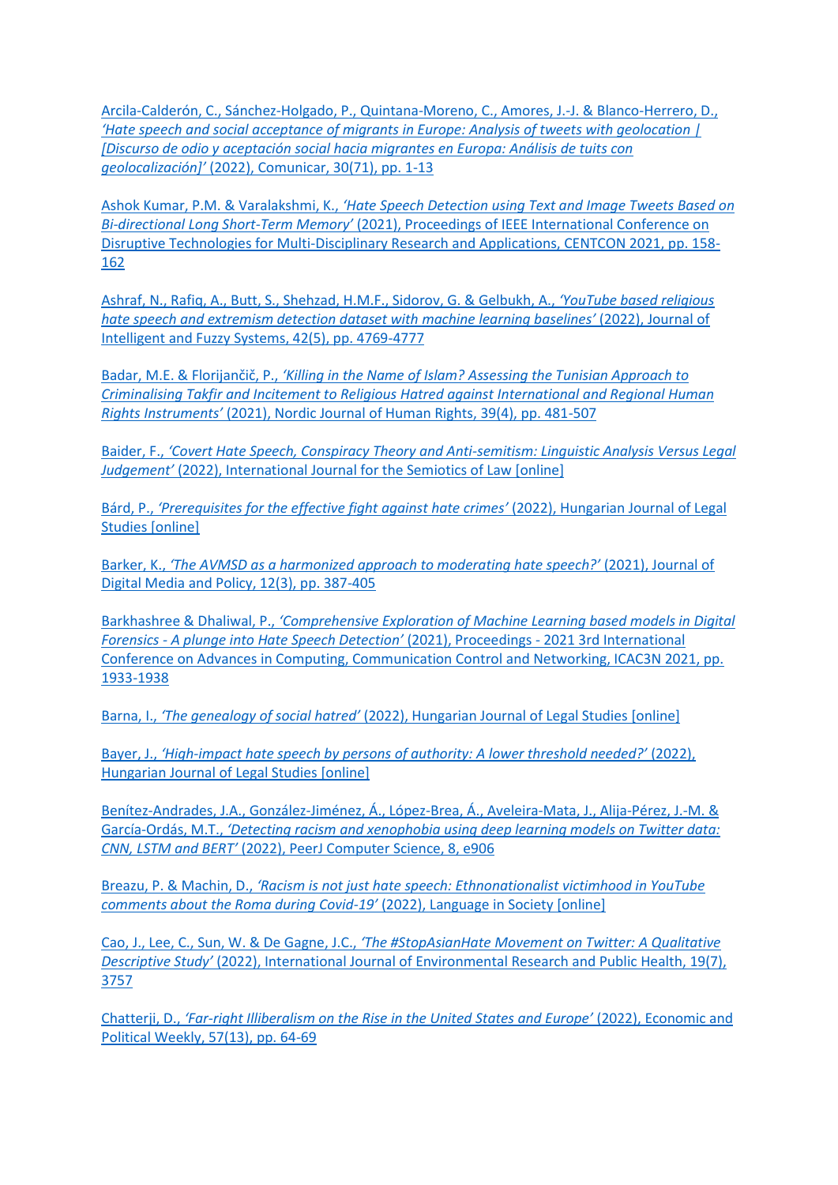Arcila-Calderón, C., Sánchez-Holgado, P., Quintana-Moreno, C., Amores, J.-J. & Blanco-Herrero, D., *'Hate speech and social acceptance of migrants in Europe: Analysis of tweets with geolocation | [Discurso de odio y aceptación social hacia migrantes en Europa: Análisis de tuits con geolocalización]'* (2022), Comunicar, 30(71), pp. 1-13

Ashok Kumar, P.M. & Varalakshmi, K., *'Hate Speech Detection using Text and Image Tweets Based on Bi-directional Long Short-Term Memory'* (2021), Proceedings of IEEE International Conference on Disruptive Technologies for Multi-Disciplinary Research and Applications, CENTCON 2021, pp. 158-162

Ashraf, N., Rafiq, A., Butt, S., Shehzad, H.M.F., Sidorov, G. & Gelbukh, A., *'YouTube based religious hate speech and extremism detection dataset with machine learning baselines'* (2022), Journal of Intelligent and Fuzzy Systems, 42(5), pp. 4769-4777

Badar, M.E. & Florijančič, P., *'Killing in the Name of Islam? Assessing the Tunisian Approach to Criminalising Takfir and Incitement to Religious Hatred against International and Regional Human Rights Instruments'* (2021), Nordic Journal of Human Rights, 39(4), pp. 481-507

Baider, F., *'Covert Hate Speech, Conspiracy Theory and Anti-semitism: Linguistic Analysis Versus Legal Judgement'* (2022), International Journal for the Semiotics of Law [online]

Bárd, P., *'Prerequisites for the effective fight against hate crimes'* (2022), Hungarian Journal of Legal Studies [online]

Barker, K., *'The AVMSD as a harmonized approach to moderating hate speech?'* (2021), Journal of Digital Media and Policy, 12(3), pp. 387-405

Barkhashree & Dhaliwal, P., *'Comprehensive Exploration of Machine Learning based models in Digital Forensics - A plunge into Hate Speech Detection'* (2021), Proceedings - 2021 3rd International Conference on Advances in Computing, Communication Control and Networking, ICAC3N 2021, pp. 1933-1938

Barna, I., *'The genealogy of social hatred'* (2022), Hungarian Journal of Legal Studies [online]

Bayer, J., *'High-impact hate speech by persons of authority: A lower threshold needed?'* (2022), Hungarian Journal of Legal Studies [online]

Benítez-Andrades, J.A., González-Jiménez, Á., López-Brea, Á., Aveleira-Mata, J., Alija-Pérez, J.-M. & García-Ordás, M.T., *'Detecting racism and xenophobia using deep learning models on Twitter data: CNN, LSTM and BERT'* (2022), PeerJ Computer Science, 8, e906

Breazu, P. & Machin, D., *'Racism is not just hate speech: Ethnonationalist victimhood in YouTube comments about the Roma during Covid-19'* (2022), Language in Society [online]

Cao, J., Lee, C., Sun, W. & De Gagne, J.C., *'The #StopAsianHate Movement on Twitter: A Qualitative Descriptive Study'* (2022), International Journal of Environmental Research and Public Health, 19(7), 3757

Chatterji, D., *'Far-right Illiberalism on the Rise in the United States and Europe'* (2022), Economic and Political Weekly, 57(13), pp. 64-69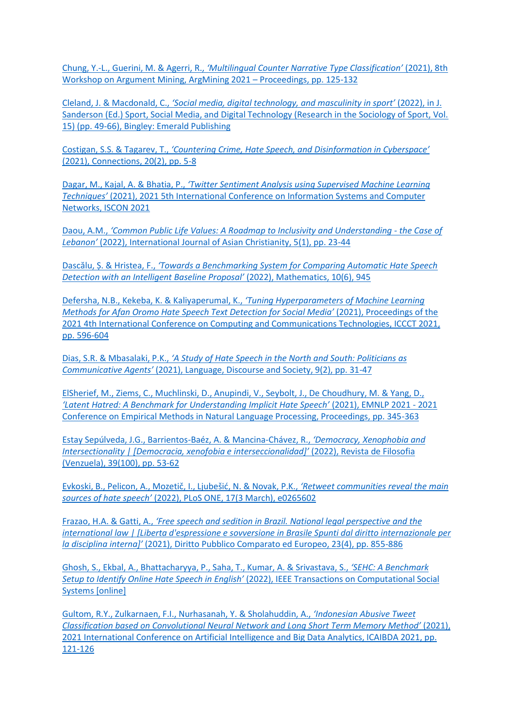Chung, Y.-L., Guerini, M. & Agerri, R., *'Multilingual Counter Narrative Type Classification'* (2021), 8th Workshop on Argument Mining, ArgMining 2021 – Proceedings, pp. 125-132

Cleland, J. & Macdonald, C., *'Social media, digital technology, and masculinity in sport'* (2022), in J. Sanderson (Ed.) Sport, Social Media, and Digital Technology (Research in the Sociology of Sport, Vol. 15) (pp. 49-66), Bingley: Emerald Publishing

Costigan, S.S. & Tagarev, T., *'Countering Crime, Hate Speech, and Disinformation in Cyberspace'* (2021), Connections, 20(2), pp. 5-8

Dagar, M., Kajal, A. & Bhatia, P., *'Twitter Sentiment Analysis using Supervised Machine Learning Techniques'* (2021), 2021 5th International Conference on Information Systems and Computer Networks, ISCON 2021

Daou, A.M., *'Common Public Life Values: A Roadmap to Inclusivity and Understanding - the Case of Lebanon'* (2022), International Journal of Asian Christianity, 5(1), pp. 23-44

Dascălu, Ş. & Hristea, F., *'Towards a Benchmarking System for Comparing Automatic Hate Speech Detection with an Intelligent Baseline Proposal'* (2022), Mathematics, 10(6), 945

Defersha, N.B., Kekeba, K. & Kaliyaperumal, K., *'Tuning Hyperparameters of Machine Learning Methods for Afan Oromo Hate Speech Text Detection for Social Media'* (2021), Proceedings of the 2021 4th International Conference on Computing and Communications Technologies, ICCCT 2021, pp. 596-604

Dias, S.R. & Mbasalaki, P.K., *'A Study of Hate Speech in the North and South: Politicians as Communicative Agents'* (2021), Language, Discourse and Society, 9(2), pp. 31-47

ElSherief, M., Ziems, C., Muchlinski, D., Anupindi, V., Seybolt, J., De Choudhury, M. & Yang, D., *'Latent Hatred: A Benchmark for Understanding Implicit Hate Speech'* (2021), EMNLP 2021 - 2021 Conference on Empirical Methods in Natural Language Processing, Proceedings, pp. 345-363

Estay Sepúlveda, J.G., Barrientos-Baéz, A. & Mancina-Chávez, R., *'Democracy, Xenophobia and Intersectionality | [Democracia, xenofobia e interseccionalidad]'* (2022), Revista de Filosofia (Venzuela), 39(100), pp. 53-62

Evkoski, B., Pelicon, A., Mozetič, I., Ljubešić, N. & Novak, P.K., *'Retweet communities reveal the main sources of hate speech'* (2022), PLoS ONE, 17(3 March), e0265602

Frazao, H.A. & Gatti, A., *'Free speech and sedition in Brazil. National legal perspective and the international law | [Liberta d'espressione e sovversione in Brasile Spunti dal diritto internazionale per la disciplina interna]'* (2021), Diritto Pubblico Comparato ed Europeo, 23(4), pp. 855-886

Ghosh, S., Ekbal, A., Bhattacharyya, P., Saha, T., Kumar, A. & Srivastava, S., *'SEHC: A Benchmark Setup to Identify Online Hate Speech in English'* (2022), IEEE Transactions on Computational Social Systems [online]

Gultom, R.Y., Zulkarnaen, F.I., Nurhasanah, Y. & Sholahuddin, A., *'Indonesian Abusive Tweet Classification based on Convolutional Neural Network and Long Short Term Memory Method'* (2021), 2021 International Conference on Artificial Intelligence and Big Data Analytics, ICAIBDA 2021, pp. 121-126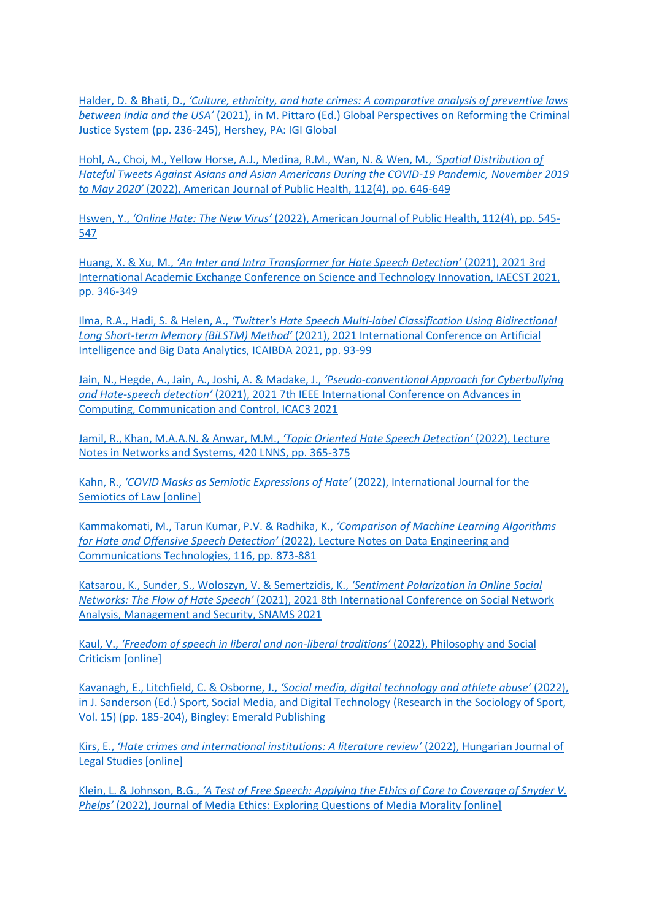Halder, D. & Bhati, D., *'Culture, ethnicity, and hate crimes: A comparative analysis of preventive laws between India and the USA'* (2021), in M. Pittaro (Ed.) Global Perspectives on Reforming the Criminal Justice System (pp. 236-245), Hershey, PA: IGI Global

Hohl, A., Choi, M., Yellow Horse, A.J., Medina, R.M., Wan, N. & Wen, M., *'Spatial Distribution of Hateful Tweets Against Asians and Asian Americans During the COVID-19 Pandemic, November 2019 to May 2020'* (2022), American Journal of Public Health, 112(4), pp. 646-649

Hswen, Y., *'Online Hate: The New Virus'* (2022), American Journal of Public Health, 112(4), pp. 545-547

Huang, X. & Xu, M., *'An Inter and Intra Transformer for Hate Speech Detection'* (2021), 2021 3rd International Academic Exchange Conference on Science and Technology Innovation, IAECST 2021, pp. 346-349

Ilma, R.A., Hadi, S. & Helen, A., *'Twitter's Hate Speech Multi-label Classification Using Bidirectional Long Short-term Memory (BiLSTM) Method'* (2021), 2021 International Conference on Artificial Intelligence and Big Data Analytics, ICAIBDA 2021, pp. 93-99

Jain, N., Hegde, A., Jain, A., Joshi, A. & Madake, J., *'Pseudo-conventional Approach for Cyberbullying and Hate-speech detection'* (2021), 2021 7th IEEE International Conference on Advances in Computing, Communication and Control, ICAC3 2021

Jamil, R., Khan, M.A.A.N. & Anwar, M.M., *'Topic Oriented Hate Speech Detection'* (2022), Lecture Notes in Networks and Systems, 420 LNNS, pp. 365-375

Kahn, R., *'COVID Masks as Semiotic Expressions of Hate'* (2022), International Journal for the Semiotics of Law [online]

Kammakomati, M., Tarun Kumar, P.V. & Radhika, K., *'Comparison of Machine Learning Algorithms for Hate and Offensive Speech Detection'* (2022), Lecture Notes on Data Engineering and Communications Technologies, 116, pp. 873-881

Katsarou, K., Sunder, S., Woloszyn, V. & Semertzidis, K., *'Sentiment Polarization in Online Social Networks: The Flow of Hate Speech'* (2021), 2021 8th International Conference on Social Network Analysis, Management and Security, SNAMS 2021

Kaul, V., *'Freedom of speech in liberal and non-liberal traditions'* (2022), Philosophy and Social Criticism [online]

Kavanagh, E., Litchfield, C. & Osborne, J., *'Social media, digital technology and athlete abuse'* (2022), in J. Sanderson (Ed.) Sport, Social Media, and Digital Technology (Research in the Sociology of Sport, Vol. 15) (pp. 185-204), Bingley: Emerald Publishing

Kirs, E., *'Hate crimes and international institutions: A literature review'* (2022), Hungarian Journal of Legal Studies [online]

Klein, L. & Johnson, B.G., *'A Test of Free Speech: Applying the Ethics of Care to Coverage of Snyder V. Phelps'* (2022), Journal of Media Ethics: Exploring Questions of Media Morality [online]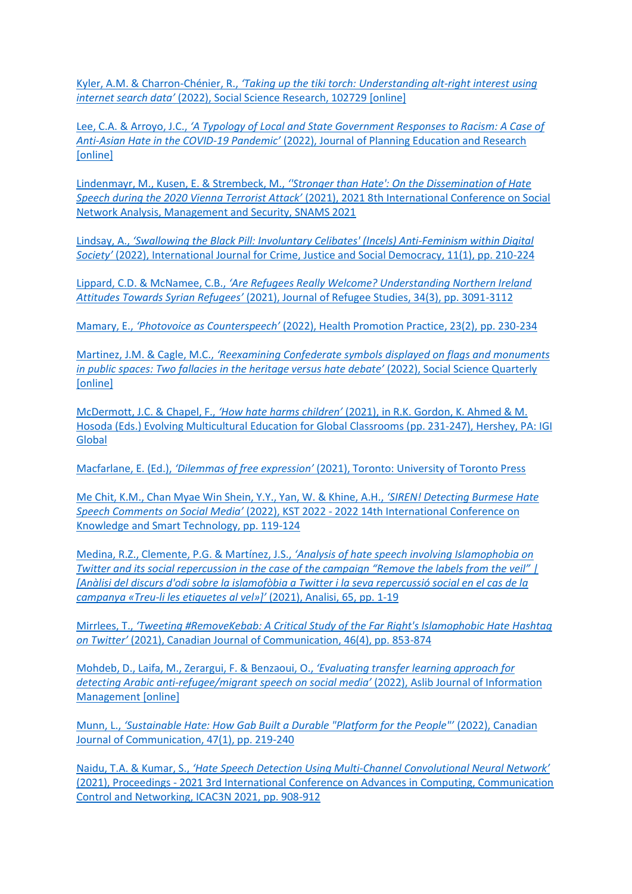Kyler, A.M. & Charron-Chénier, R., *'Taking up the tiki torch: Understanding alt-right interest using internet search data'* (2022), Social Science Research, 102729 [online]

Lee, C.A. & Arroyo, J.C., *'A Typology of Local and State Government Responses to Racism: A Case of Anti-Asian Hate in the COVID-19 Pandemic'* (2022), Journal of Planning Education and Research [online]

Lindenmayr, M., Kusen, E. & Strembeck, M., *''Stronger than Hate': On the Dissemination of Hate Speech during the 2020 Vienna Terrorist Attack'* (2021), 2021 8th International Conference on Social Network Analysis, Management and Security, SNAMS 2021

Lindsay, A., *'Swallowing the Black Pill: Involuntary Celibates' (Incels) Anti-Feminism within Digital Society'* (2022), International Journal for Crime, Justice and Social Democracy, 11(1), pp. 210-224

Lippard, C.D. & McNamee, C.B., *'Are Refugees Really Welcome? Understanding Northern Ireland Attitudes Towards Syrian Refugees'* (2021), Journal of Refugee Studies, 34(3), pp. 3091-3112

Mamary, E., *'Photovoice as Counterspeech'* (2022), Health Promotion Practice, 23(2), pp. 230-234

Martinez, J.M. & Cagle, M.C., *'Reexamining Confederate symbols displayed on flags and monuments in public spaces: Two fallacies in the heritage versus hate debate'* (2022), Social Science Quarterly [online]

McDermott, J.C. & Chapel, F., *'How hate harms children'* (2021), in R.K. Gordon, K. Ahmed & M. Hosoda (Eds.) Evolving Multicultural Education for Global Classrooms (pp. 231-247), Hershey, PA: IGI Global

Macfarlane, E. (Ed.), *'Dilemmas of free expression'* (2021), Toronto: University of Toronto Press

Me Chit, K.M., Chan Myae Win Shein, Y.Y., Yan, W. & Khine, A.H., *'SIREN! Detecting Burmese Hate Speech Comments on Social Media'* (2022), KST 2022 - 2022 14th International Conference on Knowledge and Smart Technology, pp. 119-124

Medina, R.Z., Clemente, P.G. & Martínez, J.S., *'Analysis of hate speech involving Islamophobia on Twitter and its social repercussion in the case of the campaign "Remove the labels from the veil" | [Anàlisi del discurs d'odi sobre la islamofòbia a Twitter i la seva repercussió social en el cas de la campanya «Treu-li les etiquetes al vel»]'* (2021), Analisi, 65, pp. 1-19

Mirrlees, T., *'Tweeting #RemoveKebab: A Critical Study of the Far Right's Islamophobic Hate Hashtag on Twitter'* (2021), Canadian Journal of Communication, 46(4), pp. 853-874

Mohdeb, D., Laifa, M., Zerargui, F. & Benzaoui, O., *'Evaluating transfer learning approach for detecting Arabic anti-refugee/migrant speech on social media'* (2022), Aslib Journal of Information Management [online]

Munn, L., *'Sustainable Hate: How Gab Built a Durable "Platform for the People"'* (2022), Canadian Journal of Communication, 47(1), pp. 219-240

Naidu, T.A. & Kumar, S., *'Hate Speech Detection Using Multi-Channel Convolutional Neural Network'* (2021), Proceedings - 2021 3rd International Conference on Advances in Computing, Communication Control and Networking, ICAC3N 2021, pp. 908-912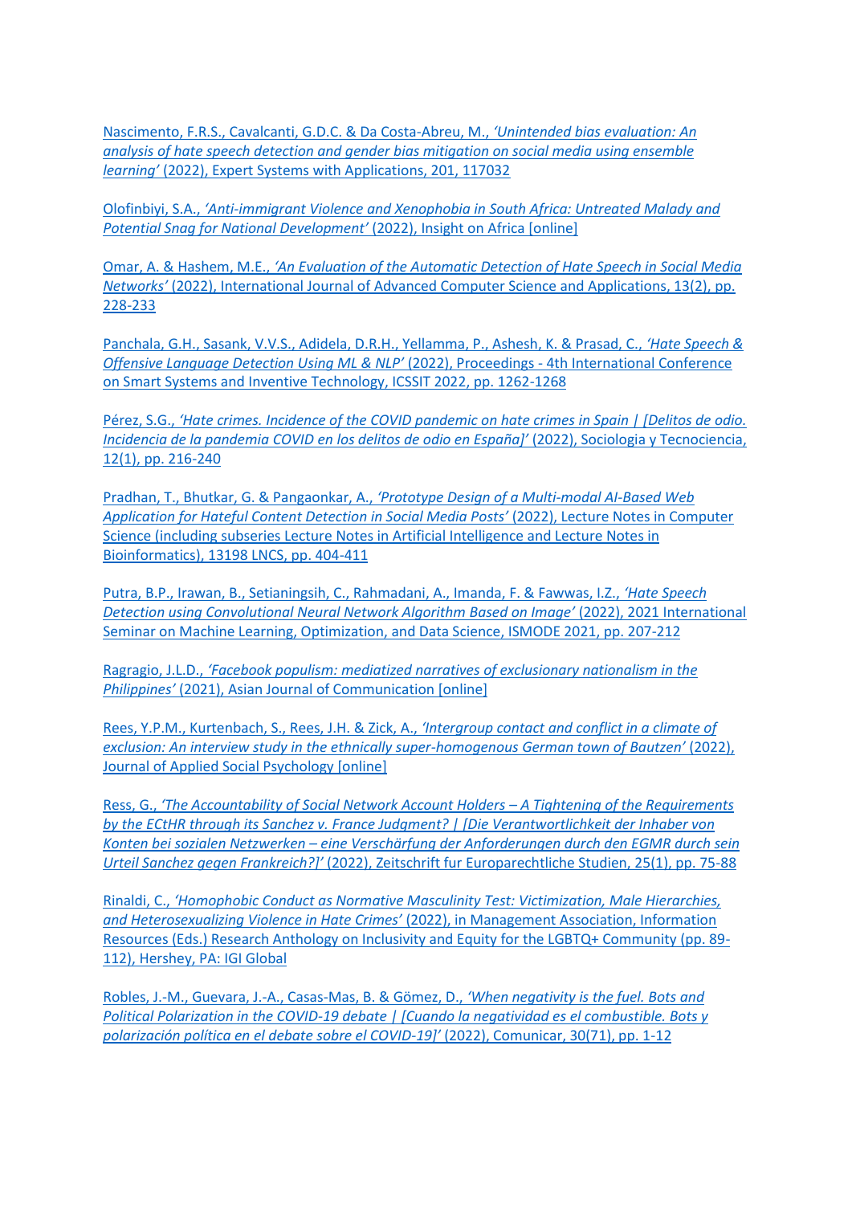Nascimento, F.R.S., Cavalcanti, G.D.C. & Da Costa-Abreu, M., *'Unintended bias evaluation: An analysis of hate speech detection and gender bias mitigation on social media using ensemble learning'* (2022), Expert Systems with Applications, 201, 117032

Olofinbiyi, S.A., *'Anti-immigrant Violence and Xenophobia in South Africa: Untreated Malady and Potential Snag for National Development'* (2022), Insight on Africa [online]

Omar, A. & Hashem, M.E., *'An Evaluation of the Automatic Detection of Hate Speech in Social Media Networks'* (2022), International Journal of Advanced Computer Science and Applications, 13(2), pp. 228-233

Panchala, G.H., Sasank, V.V.S., Adidela, D.R.H., Yellamma, P., Ashesh, K. & Prasad, C., *'Hate Speech & Offensive Language Detection Using ML & NLP'* (2022), Proceedings - 4th International Conference on Smart Systems and Inventive Technology, ICSSIT 2022, pp. 1262-1268

Pérez, S.G., *'Hate crimes. Incidence of the COVID pandemic on hate crimes in Spain | [Delitos de odio. Incidencia de la pandemia COVID en los delitos de odio en España]'* (2022), Sociologia y Tecnociencia, 12(1), pp. 216-240

Pradhan, T., Bhutkar, G. & Pangaonkar, A., *'Prototype Design of a Multi-modal AI-Based Web Application for Hateful Content Detection in Social Media Posts'* (2022), Lecture Notes in Computer Science (including subseries Lecture Notes in Artificial Intelligence and Lecture Notes in Bioinformatics), 13198 LNCS, pp. 404-411

Putra, B.P., Irawan, B., Setianingsih, C., Rahmadani, A., Imanda, F. & Fawwas, I.Z., *'Hate Speech Detection using Convolutional Neural Network Algorithm Based on Image'* (2022), 2021 International Seminar on Machine Learning, Optimization, and Data Science, ISMODE 2021, pp. 207-212

Ragragio, J.L.D., *'Facebook populism: mediatized narratives of exclusionary nationalism in the Philippines'* (2021), Asian Journal of Communication [online]

Rees, Y.P.M., Kurtenbach, S., Rees, J.H. & Zick, A., *'Intergroup contact and conflict in a climate of exclusion: An interview study in the ethnically super-homogenous German town of Bautzen'* (2022), Journal of Applied Social Psychology [online]

Ress, G., *'The Accountability of Social Network Account Holders – A Tightening of the Requirements by the ECtHR through its Sanchez v. France Judgment? | [Die Verantwortlichkeit der Inhaber von Konten bei sozialen Netzwerken – eine Verschärfung der Anforderungen durch den EGMR durch sein Urteil Sanchez gegen Frankreich?]'* (2022), Zeitschrift fur Europarechtliche Studien, 25(1), pp. 75-88

Rinaldi, C., *'Homophobic Conduct as Normative Masculinity Test: Victimization, Male Hierarchies, and Heterosexualizing Violence in Hate Crimes'* (2022), in Management Association, Information Resources (Eds.) Research Anthology on Inclusivity and Equity for the LGBTQ+ Community (pp. 89-112), Hershey, PA: IGI Global

Robles, J.-M., Guevara, J.-A., Casas-Mas, B. & Gömez, D., *'When negativity is the fuel. Bots and Political Polarization in the COVID-19 debate | [Cuando la negatividad es el combustible. Bots y polarización política en el debate sobre el COVID-19]'* (2022), Comunicar, 30(71), pp. 1-12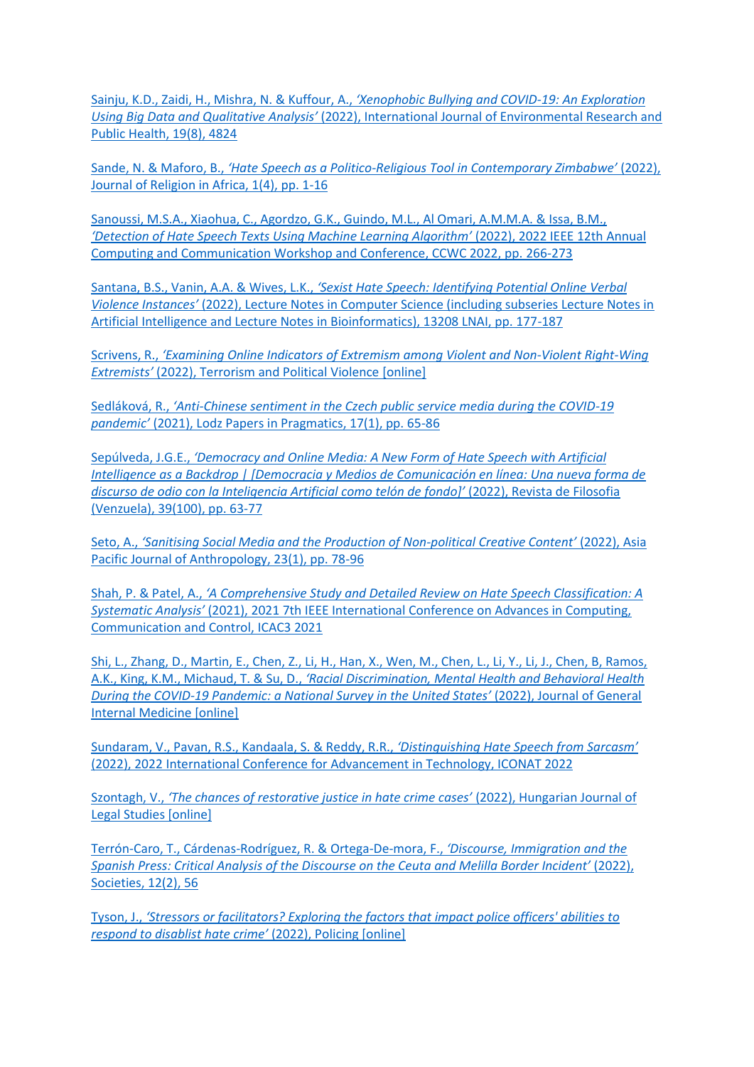Sainju, K.D., Zaidi, H., Mishra, N. & Kuffour, A., *'Xenophobic Bullying and COVID-19: An Exploration Using Big Data and Qualitative Analysis'* (2022), International Journal of Environmental Research and Public Health, 19(8), 4824

Sande, N. & Maforo, B., *'Hate Speech as a Politico-Religious Tool in Contemporary Zimbabwe'* (2022), Journal of Religion in Africa, 1(4), pp. 1-16

Sanoussi, M.S.A., Xiaohua, C., Agordzo, G.K., Guindo, M.L., Al Omari, A.M.M.A. & Issa, B.M., *'Detection of Hate Speech Texts Using Machine Learning Algorithm'* (2022), 2022 IEEE 12th Annual Computing and Communication Workshop and Conference, CCWC 2022, pp. 266-273

Santana, B.S., Vanin, A.A. & Wives, L.K., *'Sexist Hate Speech: Identifying Potential Online Verbal Violence Instances'* (2022), Lecture Notes in Computer Science (including subseries Lecture Notes in Artificial Intelligence and Lecture Notes in Bioinformatics), 13208 LNAI, pp. 177-187

Scrivens, R., *'Examining Online Indicators of Extremism among Violent and Non-Violent Right-Wing Extremists'* (2022), Terrorism and Political Violence [online]

Sedláková, R., *'Anti-Chinese sentiment in the Czech public service media during the COVID-19 pandemic'* (2021), Lodz Papers in Pragmatics, 17(1), pp. 65-86

Sepúlveda, J.G.E., *'Democracy and Online Media: A New Form of Hate Speech with Artificial Intelligence as a Backdrop | [Democracia y Medios de Comunicación en línea: Una nueva forma de discurso de odio con la Inteligencia Artificial como telón de fondo]'* (2022), Revista de Filosofia (Venzuela), 39(100), pp. 63-77

Seto, A., *'Sanitising Social Media and the Production of Non-political Creative Content'* (2022), Asia Pacific Journal of Anthropology, 23(1), pp. 78-96

Shah, P. & Patel, A., *'A Comprehensive Study and Detailed Review on Hate Speech Classification: A Systematic Analysis'* (2021), 2021 7th IEEE International Conference on Advances in Computing, Communication and Control, ICAC3 2021

Shi, L., Zhang, D., Martin, E., Chen, Z., Li, H., Han, X., Wen, M., Chen, L., Li, Y., Li, J., Chen, B, Ramos, A.K., King, K.M., Michaud, T. & Su, D., *'Racial Discrimination, Mental Health and Behavioral Health During the COVID-19 Pandemic: a National Survey in the United States'* (2022), Journal of General Internal Medicine [online]

Sundaram, V., Pavan, R.S., Kandaala, S. & Reddy, R.R., *'Distinguishing Hate Speech from Sarcasm'* (2022), 2022 International Conference for Advancement in Technology, ICONAT 2022

Szontagh, V., *'The chances of restorative justice in hate crime cases'* (2022), Hungarian Journal of Legal Studies [online]

Terrón-Caro, T., Cárdenas-Rodríguez, R. & Ortega-De-mora, F., *'Discourse, Immigration and the Spanish Press: Critical Analysis of the Discourse on the Ceuta and Melilla Border Incident'* (2022), Societies, 12(2), 56

Tyson, J., *'Stressors or facilitators? Exploring the factors that impact police officers' abilities to respond to disablist hate crime'* (2022), Policing [online]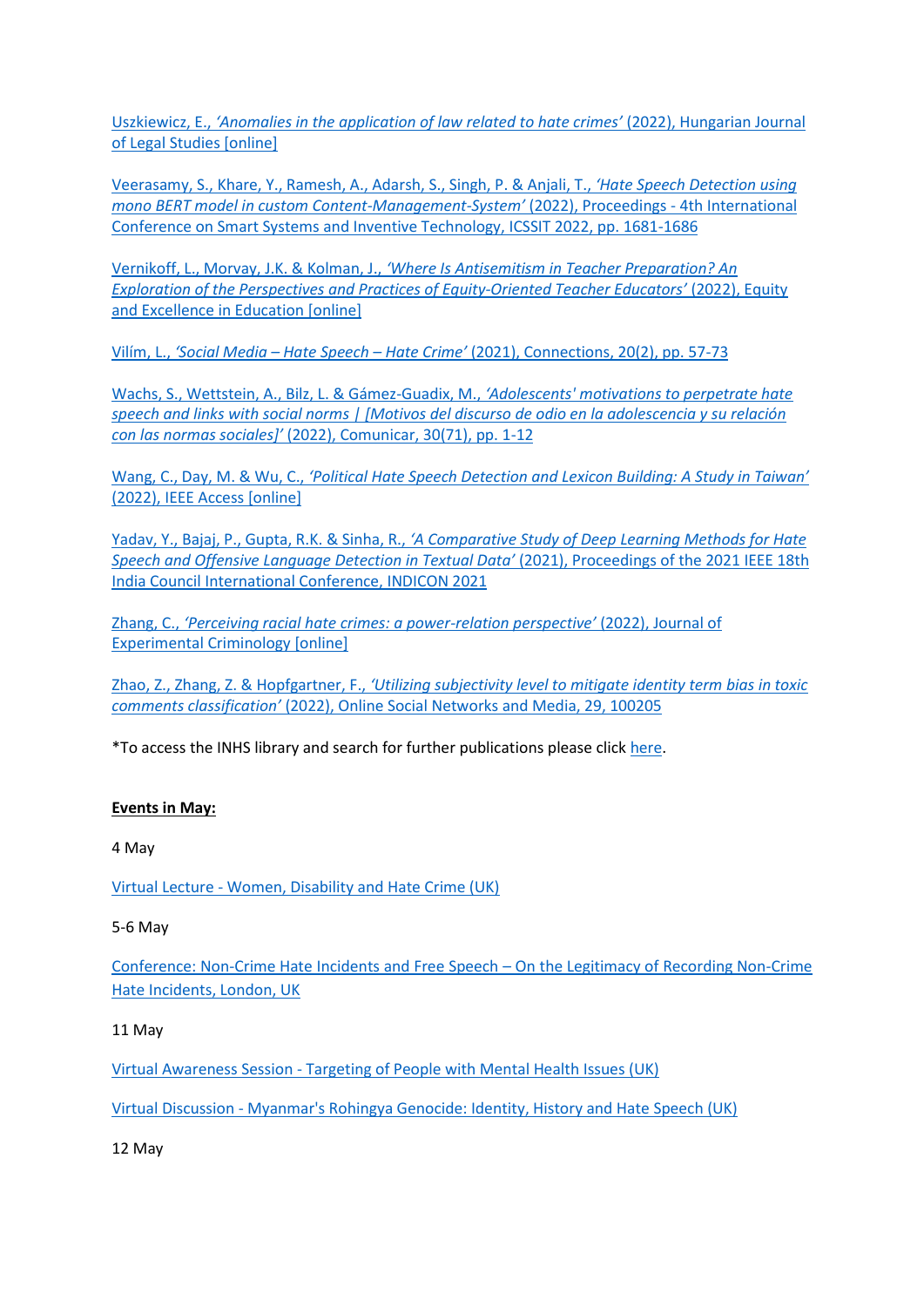Uszkiewicz, E., *'Anomalies in the application of law related to hate crimes'* (2022), Hungarian Journal of Legal Studies [online]

Veerasamy, S., Khare, Y., Ramesh, A., Adarsh, S., Singh, P. & Anjali, T., *'Hate Speech Detection using mono BERT model in custom Content-Management-System'* (2022), Proceedings - 4th International Conference on Smart Systems and Inventive Technology, ICSSIT 2022, pp. 1681-1686

Vernikoff, L., Morvay, J.K. & Kolman, J., *'Where Is Antisemitism in Teacher Preparation? An Exploration of the Perspectives and Practices of Equity-Oriented Teacher Educators'* (2022), Equity and Excellence in Education [online]

Vilím, L., *'Social Media – Hate Speech – Hate Crime'* (2021), Connections, 20(2), pp. 57-73

Wachs, S., Wettstein, A., Bilz, L. & Gámez-Guadix, M., *'Adolescents' motivations to perpetrate hate speech and links with social norms | [Motivos del discurso de odio en la adolescencia y su relación con las normas sociales]'* (2022), Comunicar, 30(71), pp. 1-12

Wang, C., Day, M. & Wu, C., *'Political Hate Speech Detection and Lexicon Building: A Study in Taiwan'* (2022), IEEE Access [online]

Yadav, Y., Bajaj, P., Gupta, R.K. & Sinha, R., *'A Comparative Study of Deep Learning Methods for Hate Speech and Offensive Language Detection in Textual Data'* (2021), Proceedings of the 2021 IEEE 18th India Council International Conference, INDICON 2021

Zhang, C., *'Perceiving racial hate crimes: a power-relation perspective'* (2022), Journal of Experimental Criminology [online]

Zhao, Z., Zhang, Z. & Hopfgartner, F., *'Utilizing subjectivity level to mitigate identity term bias in toxic comments classification'* (2022), Online Social Networks and Media, 29, 100205

*To access the INHS library and search for further publications please click here.

**Events in May:**

4 May

Virtual Lecture - Women, Disability and Hate Crime (UK)

5-6 May

Conference: Non-Crime Hate Incidents and Free Speech – On the Legitimacy of Recording Non-Crime Hate Incidents, London, UK

11 May

Virtual Awareness Session - Targeting of People with Mental Health Issues (UK)

Virtual Discussion - Myanmar's Rohingya Genocide: Identity, History and Hate Speech (UK)

12 May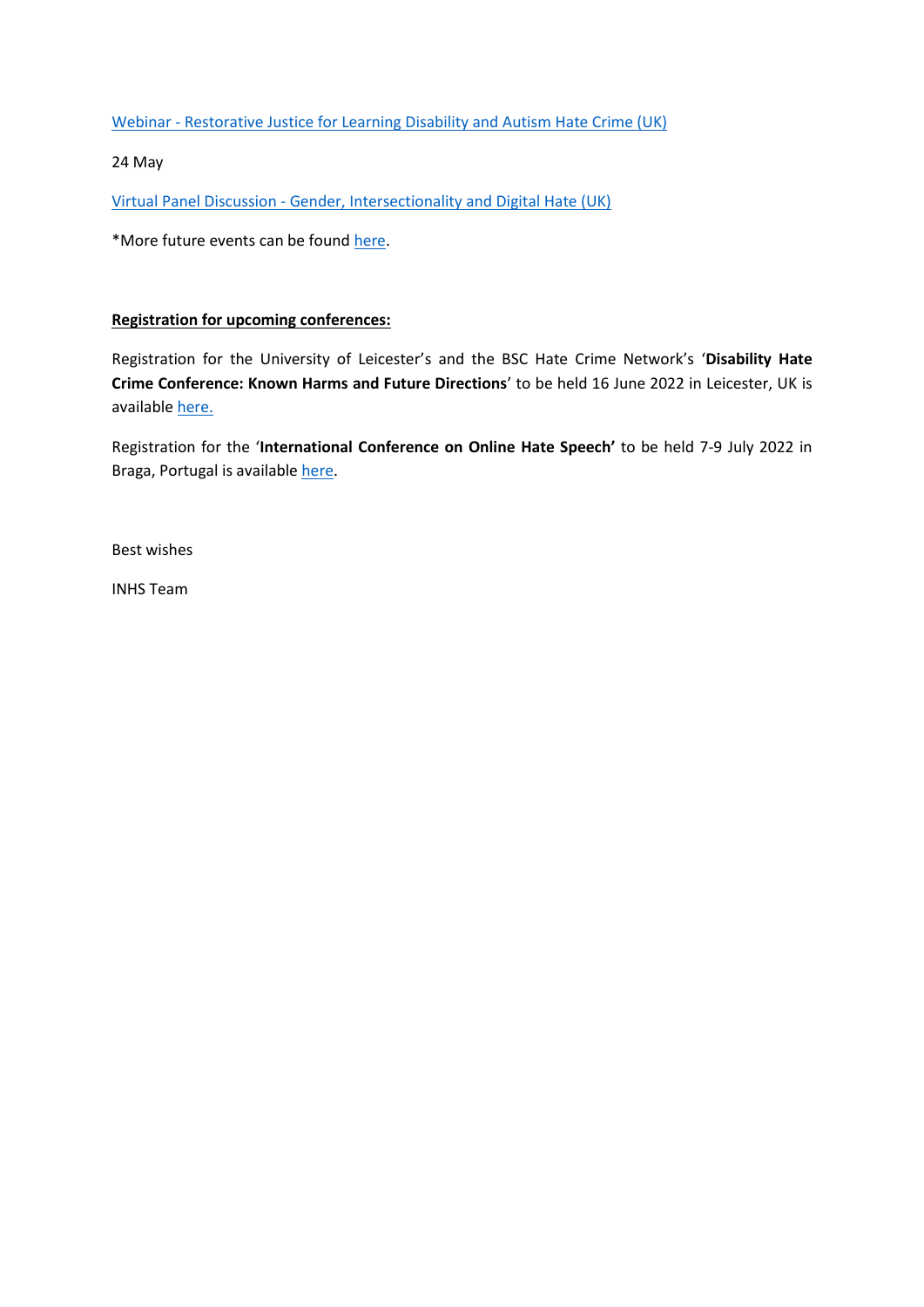Webinar - Restorative Justice for Learning Disability and Autism Hate Crime (UK)

24 May

Virtual Panel Discussion - Gender, Intersectionality and Digital Hate (UK)

*More future events can be found here.

**Registration for upcoming conferences:**

Registration for the University of Leicester's and the BSC Hate Crime Network's '**Disability Hate Crime Conference: Known Harms and Future Directions**' to be held 16 June 2022 in Leicester, UK is available here.

Registration for the '**International Conference on Online Hate Speech'** to be held 7-9 July 2022 in Braga, Portugal is available here.

Best wishes

INHS Team